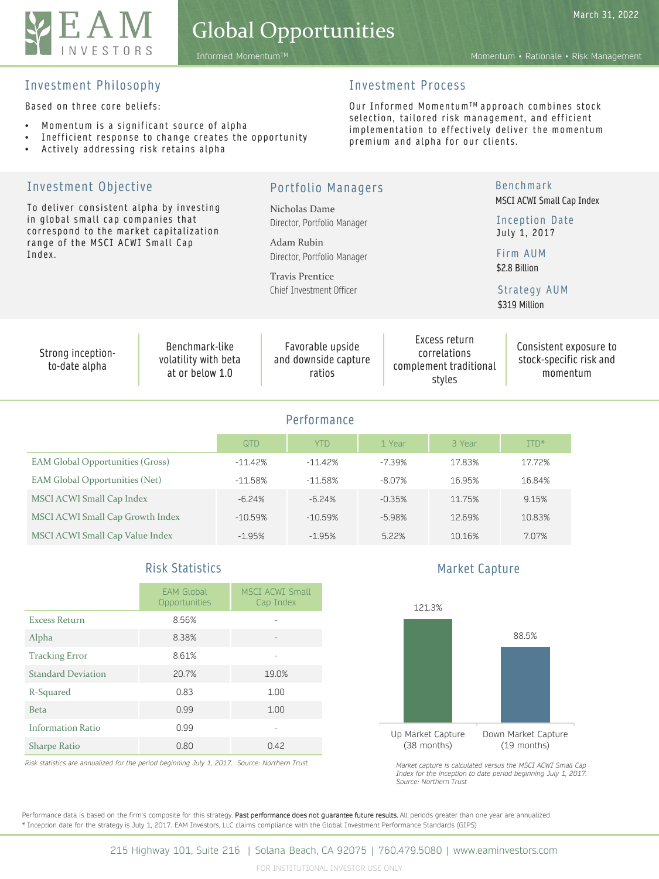# EAM INVESTORS

# Global Opportunities

March 31, 2022

Informed Momentum™

Momentum • Rationale • Risk Management

## Investment Philosophy

Based on three core beliefs:

- Momentum is a significant source of alpha
- Inefficient response to change creates the opportunity
- Actively addressing risk retains alpha

## Investment Process

Our Informed Momentum™ approach combines stock selection, tailored risk management, and efficient implementation to effectively deliver the momentum premium and alpha for our clients.

## Investment Objective

To deliver consistent alpha by investing in global small cap companies that correspond to the market capitalization range of the MSCI ACWI Small Cap Index.

## Portfolio Managers

Nicholas Dame
Director, Portfolio Manager

Adam Rubin
Director, Portfolio Manager

Travis Prentice
Chief Investment Officer

## Benchmark

MSCI ACWI Small Cap Index

## Inception Date

July 1, 2017

## Firm AUM

$2.8 Billion

## Strategy AUM

$319 Million

- Strong inception-to-date alpha
- Benchmark-like volatility with beta at or below 1.0
- Favorable upside and downside capture ratios
- Excess return correlations complement traditional styles
- Consistent exposure to stock-specific risk and momentum

## Performance

| | QTD | YTD | 1 Year | 3 Year | ITD* |
|---|---|---|---|---|---|
| EAM Global Opportunities (Gross) | -11.42% | -11.42% | -7.39% | 17.83% | 17.72% |
| EAM Global Opportunities (Net) | -11.58% | -11.58% | -8.07% | 16.95% | 16.84% |
| MSCI ACWI Small Cap Index | -6.24% | -6.24% | -0.35% | 11.75% | 9.15% |
| MSCI ACWI Small Cap Growth Index | -10.59% | -10.59% | -5.98% | 12.69% | 10.83% |
| MSCI ACWI Small Cap Value Index | -1.95% | -1.95% | 5.22% | 10.16% | 7.07% |

## Risk Statistics

| | EAM Global Opportunities | MSCI ACWI Small Cap Index |
|---|---|---|
| Excess Return | 8.56% | - |
| Alpha | 8.38% | - |
| Tracking Error | 8.61% | - |
| Standard Deviation | 20.7% | 19.0% |
| R-Squared | 0.83 | 1.00 |
| Beta | 0.99 | 1.00 |
| Information Ratio | 0.99 | - |
| Sharpe Ratio | 0.80 | 0.42 |

*Risk statistics are annualized for the period beginning July 1, 2017. Source: Northern Trust*

## Market Capture

| | Up Market Capture (38 months) | Down Market Capture (19 months) |
|---|---|---|
| EAM Global Opportunities | 121.3% | 88.5% |

*Market capture is calculated versus the MSCI ACWI Small Cap Index for the inception to date period beginning July 1, 2017. Source: Northern Trust*

Performance data is based on the firm's composite for this strategy. **Past performance does not guarantee future results.** All periods greater than one year are annualized.
* Inception date for the strategy is July 1, 2017. EAM Investors, LLC claims compliance with the Global Investment Performance Standards (GIPS)

215 Highway 101, Suite 216 | Solana Beach, CA 92075 | 760.479.5080 | www.eaminvestors.com

FOR INSTITUTIONAL INVESTOR USE ONLY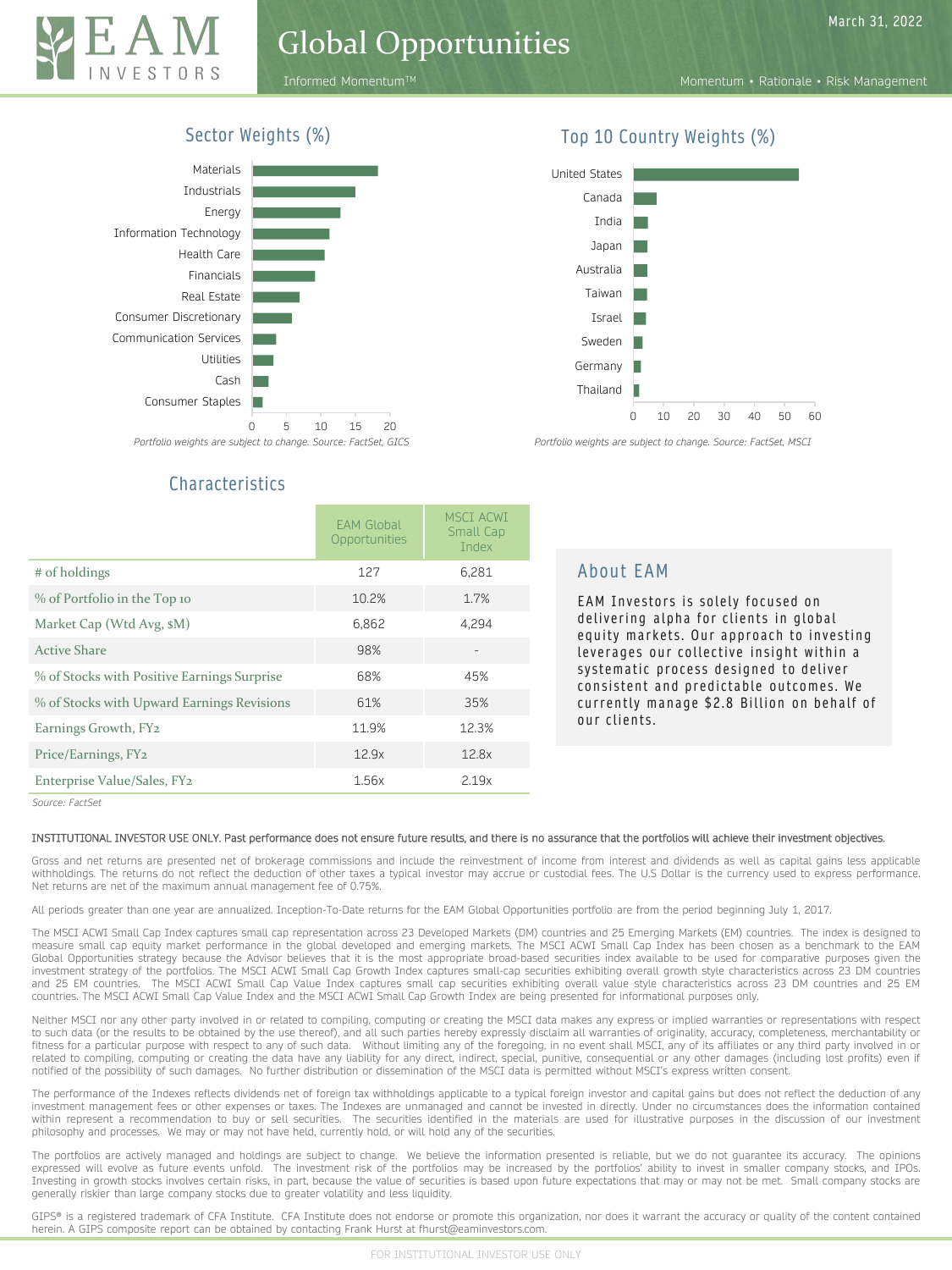# EAM INVESTORS

## Global Opportunities

Informed Momentum™

March 31, 2022

Momentum • Rationale • Risk Management

### Sector Weights (%)

Materials
Industrials
Energy
Information Technology
Health Care
Financials
Real Estate
Consumer Discretionary
Communication Services
Utilities
Cash
Consumer Staples

0 5 10 15 20

*Portfolio weights are subject to change. Source: FactSet, GICS*

### Top 10 Country Weights (%)

United States
Canada
India
Japan
Australia
Taiwan
Israel
Sweden
Germany
Thailand

0 10 20 30 40 50 60

*Portfolio weights are subject to change. Source: FactSet, MSCI*

### Characteristics

| | EAM Global Opportunities | MSCI ACWI Small Cap Index |
|---|---|---|
| # of holdings | 127 | 6,281 |
| % of Portfolio in the Top 10 | 10.2% | 1.7% |
| Market Cap (Wtd Avg, $M) | 6,862 | 4,294 |
| Active Share | 98% | - |
| % of Stocks with Positive Earnings Surprise | 68% | 45% |
| % of Stocks with Upward Earnings Revisions | 61% | 35% |
| Earnings Growth, FY2 | 11.9% | 12.3% |
| Price/Earnings, FY2 | 12.9x | 12.8x |
| Enterprise Value/Sales, FY2 | 1.56x | 2.19x |

*Source: FactSet*

### About EAM

EAM Investors is solely focused on delivering alpha for clients in global equity markets. Our approach to investing leverages our collective insight within a systematic process designed to deliver consistent and predictable outcomes. We currently manage $2.8 Billion on behalf of our clients.

INSTITUTIONAL INVESTOR USE ONLY. Past performance does not ensure future results, and there is no assurance that the portfolios will achieve their investment objectives.

Gross and net returns are presented net of brokerage commissions and include the reinvestment of income from interest and dividends as well as capital gains less applicable withholdings. The returns do not reflect the deduction of other taxes a typical investor may accrue or custodial fees. The U.S Dollar is the currency used to express performance. Net returns are net of the maximum annual management fee of 0.75%.

All periods greater than one year are annualized. Inception-To-Date returns for the EAM Global Opportunities portfolio are from the period beginning July 1, 2017.

The MSCI ACWI Small Cap Index captures small cap representation across 23 Developed Markets (DM) countries and 25 Emerging Markets (EM) countries. The index is designed to measure small cap equity market performance in the global developed and emerging markets. The MSCI ACWI Small Cap Index has been chosen as a benchmark to the EAM Global Opportunities strategy because the Advisor believes that it is the most appropriate broad-based securities index available to be used for comparative purposes given the investment strategy of the portfolios. The MSCI ACWI Small Cap Growth Index captures small-cap securities exhibiting overall growth style characteristics across 23 DM countries and 25 EM countries. The MSCI ACWI Small Cap Value Index captures small cap securities exhibiting overall value style characteristics across 23 DM countries and 25 EM countries. The MSCI ACWI Small Cap Value Index and the MSCI ACWI Small Cap Growth Index are being presented for informational purposes only.

Neither MSCI nor any other party involved in or related to compiling, computing or creating the MSCI data makes any express or implied warranties or representations with respect to such data (or the results to be obtained by the use thereof), and all such parties hereby expressly disclaim all warranties of originality, accuracy, completeness, merchantability or fitness for a particular purpose with respect to any of such data. Without limiting any of the foregoing, in no event shall MSCI, any of its affiliates or any third party involved in or related to compiling, computing or creating the data have any liability for any direct, indirect, special, punitive, consequential or any other damages (including lost profits) even if notified of the possibility of such damages. No further distribution or dissemination of the MSCI data is permitted without MSCI's express written consent.

The performance of the Indexes reflects dividends net of foreign tax withholdings applicable to a typical foreign investor and capital gains but does not reflect the deduction of any investment management fees or other expenses or taxes. The Indexes are unmanaged and cannot be invested in directly. Under no circumstances does the information contained within represent a recommendation to buy or sell securities. The securities identified in the materials are used for illustrative purposes in the discussion of our investment philosophy and processes. We may or may not have held, currently hold, or will hold any of the securities.

The portfolios are actively managed and holdings are subject to change. We believe the information presented is reliable, but we do not guarantee its accuracy. The opinions expressed will evolve as future events unfold. The investment risk of the portfolios may be increased by the portfolios' ability to invest in smaller company stocks, and IPOs. Investing in growth stocks involves certain risks, in part, because the value of securities is based upon future expectations that may or may not be met. Small company stocks are generally riskier than large company stocks due to greater volatility and less liquidity.

GIPS® is a registered trademark of CFA Institute. CFA Institute does not endorse or promote this organization, nor does it warrant the accuracy or quality of the content contained herein. A GIPS composite report can be obtained by contacting Frank Hurst at fhurst@eaminvestors.com.

FOR INSTITUTIONAL INVESTOR USE ONLY